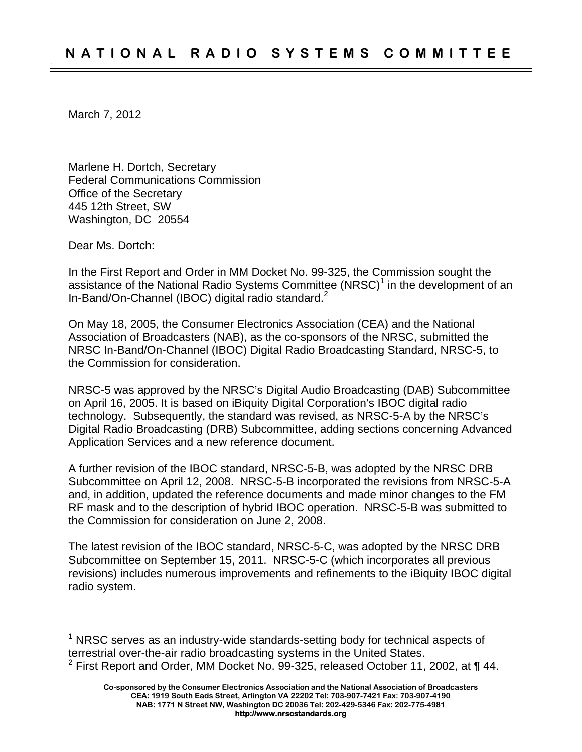# N A T I O N A L   R A D I O   S Y S T E M S   C O M M I T T E E

March 7, 2012

Marlene H. Dortch, Secretary
Federal Communications Commission
Office of the Secretary
445 12th Street, SW
Washington, DC 20554

Dear Ms. Dortch:

In the First Report and Order in MM Docket No. 99-325, the Commission sought the assistance of the National Radio Systems Committee (NRSC)[1] in the development of an In-Band/On-Channel (IBOC) digital radio standard.[2]

On May 18, 2005, the Consumer Electronics Association (CEA) and the National Association of Broadcasters (NAB), as the co-sponsors of the NRSC, submitted the NRSC In-Band/On-Channel (IBOC) Digital Radio Broadcasting Standard, NRSC-5, to the Commission for consideration.

NRSC-5 was approved by the NRSC's Digital Audio Broadcasting (DAB) Subcommittee on April 16, 2005. It is based on iBiquity Digital Corporation's IBOC digital radio technology. Subsequently, the standard was revised, as NRSC-5-A by the NRSC's Digital Radio Broadcasting (DRB) Subcommittee, adding sections concerning Advanced Application Services and a new reference document.

A further revision of the IBOC standard, NRSC-5-B, was adopted by the NRSC DRB Subcommittee on April 12, 2008. NRSC-5-B incorporated the revisions from NRSC-5-A and, in addition, updated the reference documents and made minor changes to the FM RF mask and to the description of hybrid IBOC operation. NRSC-5-B was submitted to the Commission for consideration on June 2, 2008.

The latest revision of the IBOC standard, NRSC-5-C, was adopted by the NRSC DRB Subcommittee on September 15, 2011. NRSC-5-C (which incorporates all previous revisions) includes numerous improvements and refinements to the iBiquity IBOC digital radio system.

---

[1] NRSC serves as an industry-wide standards-setting body for technical aspects of terrestrial over-the-air radio broadcasting systems in the United States.

[2] First Report and Order, MM Docket No. 99-325, released October 11, 2002, at ¶ 44.

**Co-sponsored by the Consumer Electronics Association and the National Association of Broadcasters**
**CEA: 1919 South Eads Street, Arlington VA 22202 Tel: 703-907-7421 Fax: 703-907-4190**
**NAB: 1771 N Street NW, Washington DC 20036 Tel: 202-429-5346 Fax: 202-775-4981**
**http://www.nrscstandards.org**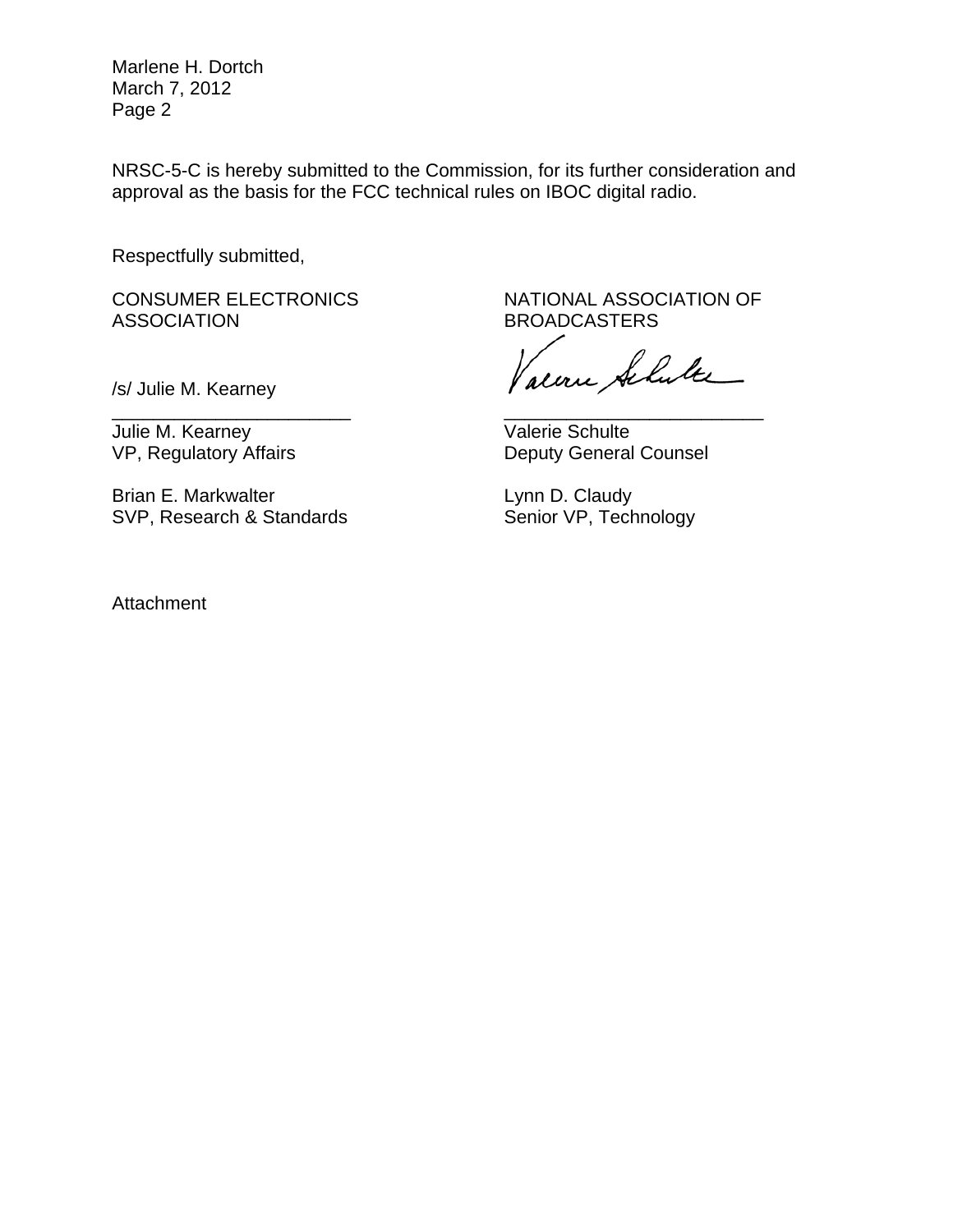NRSC-5-C is hereby submitted to the Commission, for its further consideration and approval as the basis for the FCC technical rules on IBOC digital radio.

Respectfully submitted,

CONSUMER ELECTRONICS ASSOCIATION

/s/ Julie M. Kearney
\_\_\_\_\_\_\_\_\_\_\_\_\_\_\_\_\_\_\_\_\_\_\_\_
Julie M. Kearney
VP, Regulatory Affairs

Brian E. Markwalter
SVP, Research & Standards

NATIONAL ASSOCIATION OF BROADCASTERS

\_\_\_\_\_\_\_\_\_\_\_\_\_\_\_\_\_\_\_\_\_\_\_\_
Valerie Schulte
Deputy General Counsel

Lynn D. Claudy
Senior VP, Technology

Attachment